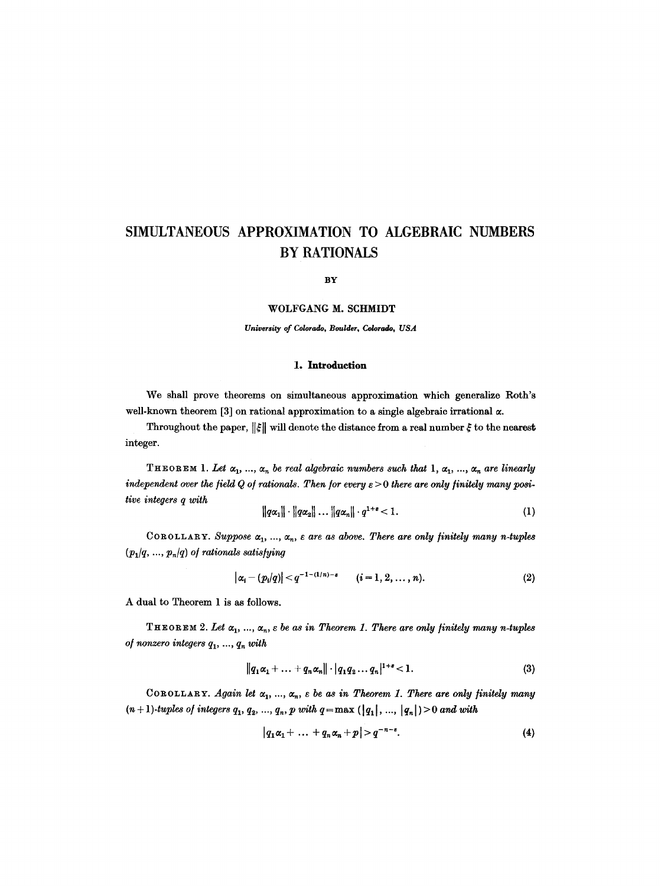# SIMULTANEOUS APPROXIMATION TO ALGEBRAIC NUMBERS BY RATIONALS

BY

WOLFGANG M. SCHMIDT

*University of Colorado, Boulder, Colorado, USA*

## 1. Introduction

We shall prove theorems on simultaneous approximation which generalize Roth's well-known theorem [3] on rational approximation to a single algebraic irrational $\alpha$.

Throughout the paper, $\|\xi\|$ will denote the distance from a real number $\xi$ to the nearest integer.

THEOREM 1. *Let $\alpha_1, \ldots, \alpha_n$ be real algebraic numbers such that $1, \alpha_1, \ldots, \alpha_n$ are linearly independent over the field $Q$ of rationals. Then for every $\varepsilon > 0$ there are only finitely many positive integers $q$ with*

$$\|q\alpha_1\| \cdot \|q\alpha_2\| \ldots \|q\alpha_n\| \cdot q^{1+\varepsilon} < 1. \tag{1}$$

COROLLARY. *Suppose $\alpha_1, \ldots, \alpha_n$, $\varepsilon$ are as above. There are only finitely many $n$-tuples $(p_1/q, \ldots, p_n/q)$ of rationals satisfying*

$$|\alpha_i - (p_i/q)| < q^{-1-(1/n)-\varepsilon} \qquad (i = 1, 2, \ldots, n). \tag{2}$$

A dual to Theorem 1 is as follows.

THEOREM 2. *Let $\alpha_1, \ldots, \alpha_n$, $\varepsilon$ be as in Theorem 1. There are only finitely many $n$-tuples of nonzero integers $q_1, \ldots, q_n$ with*

$$\|q_1\alpha_1 + \ldots + q_n\alpha_n\| \cdot |q_1 q_2 \ldots q_n|^{1+\varepsilon} < 1. \tag{3}$$

COROLLARY. *Again let $\alpha_1, \ldots, \alpha_n$, $\varepsilon$ be as in Theorem 1. There are only finitely many $(n+1)$-tuples of integers $q_1, q_2, \ldots, q_n, p$ with $q = \max(|q_1|, \ldots, |q_n|) > 0$ and with*

$$|q_1\alpha_1 + \ldots + q_n\alpha_n + p| > q^{-n-\varepsilon}. \tag{4}$$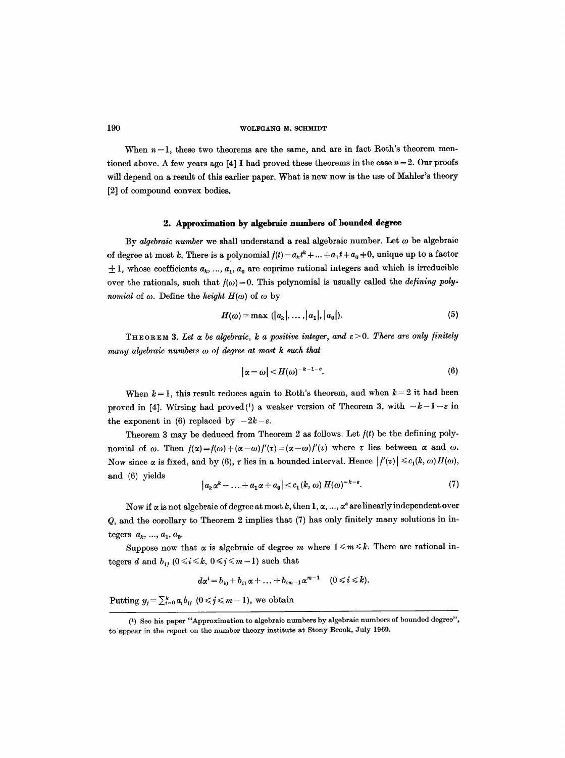When $n=1$, these two theorems are the same, and are in fact Roth's theorem mentioned above. A few years ago [4] I had proved these theorems in the case $n=2$. Our proofs will depend on a result of this earlier paper. What is new now is the use of Mahler's theory [2] of compound convex bodies.

## 2. Approximation by algebraic numbers of bounded degree

By *algebraic number* we shall understand a real algebraic number. Let $\omega$ be algebraic of degree at most $k$. There is a polynomial $f(t)=a_k t^k+\ldots+a_1 t+a_0 \neq 0$, unique up to a factor $\pm 1$, whose coefficients $a_k, \ldots, a_1, a_0$ are coprime rational integers and which is irreducible over the rationals, such that $f(\omega)=0$. This polynomial is usually called the *defining polynomial* of $\omega$. Define the *height* $H(\omega)$ of $\omega$ by

$$H(\omega)=\max\,(|a_k|, \ldots, |a_1|, |a_0|). \tag{5}$$

THEOREM 3. *Let $\alpha$ be algebraic, $k$ a positive integer, and $\varepsilon>0$. There are only finitely many algebraic numbers $\omega$ of degree at most $k$ such that*

$$|\alpha-\omega|<H(\omega)^{-k-1-\varepsilon}. \tag{6}$$

When $k=1$, this result reduces again to Roth's theorem, and when $k=2$ it had been proved in [4]. Wirsing had proved[1] a weaker version of Theorem 3, with $-k-1-\varepsilon$ in the exponent in (6) replaced by $-2k-\varepsilon$.

Theorem 3 may be deduced from Theorem 2 as follows. Let $f(t)$ be the defining polynomial of $\omega$. Then $f(\alpha)=f(\omega)+(\alpha-\omega)f'(\tau)=(\alpha-\omega)f'(\tau)$ where $\tau$ lies between $\alpha$ and $\omega$. Now since $\alpha$ is fixed, and by (6), $\tau$ lies in a bounded interval. Hence $|f'(\tau)|\leqslant c_1(k, \omega)H(\omega)$, and (6) yields

$$|a_k\alpha^k+\ldots+a_1\alpha+a_0|<c_1(k,\omega)\,H(\omega)^{-k-\varepsilon}. \tag{7}$$

Now if $\alpha$ is not algebraic of degree at most $k$, then $1, \alpha, \ldots, \alpha^k$ are linearly independent over $Q$, and the corollary to Theorem 2 implies that (7) has only finitely many solutions in integers $a_k, \ldots, a_1, a_0$.

Suppose now that $\alpha$ is algebraic of degree $m$ where $1\leqslant m\leqslant k$. There are rational integers $d$ and $b_{ij}$ $(0\leqslant i\leqslant k,\ 0\leqslant j\leqslant m-1)$ such that

$$d\alpha^i=b_{i0}+b_{i1}\alpha+\ldots+b_{im-1}\alpha^{m-1} \quad (0\leqslant i\leqslant k).$$

Putting $y_j=\sum_{i=0}^{k} a_i b_{ij}$ $(0\leqslant j\leqslant m-1)$, we obtain

[1] See his paper "Approximation to algebraic numbers by algebraic numbers of bounded degree", to appear in the report on the number theory institute at Stony Brook, July 1969.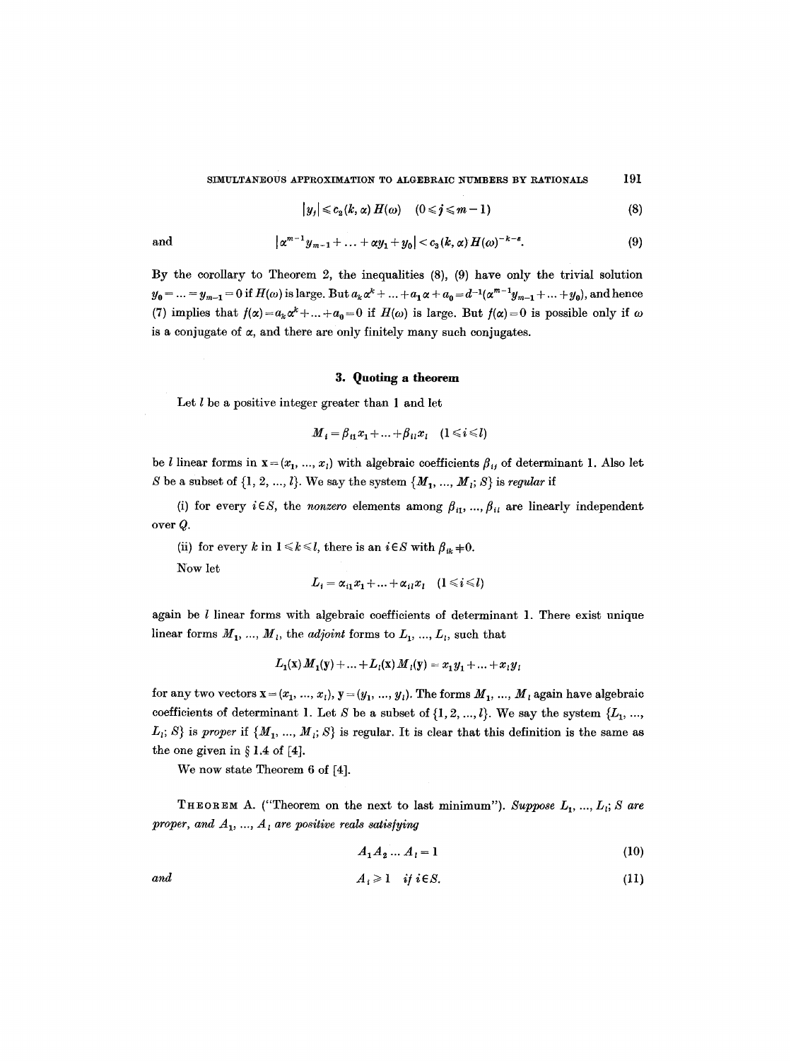$$|y_j| \leqslant c_2(k, \alpha) H(\omega) \quad (0 \leqslant j \leqslant m-1) \tag{8}$$

and

$$|\alpha^{m-1} y_{m-1} + \ldots + \alpha y_1 + y_0| < c_3(k, \alpha) H(\omega)^{-k-\varepsilon}. \tag{9}$$

By the corollary to Theorem 2, the inequalities (8), (9) have only the trivial solution $y_0 = \ldots = y_{m-1} = 0$ if $H(\omega)$ is large. But $a_k \alpha^k + \ldots + a_1 \alpha + a_0 = d^{-1}(\alpha^{m-1} y_{m-1} + \ldots + y_0)$, and hence (7) implies that $f(\alpha) = a_k \alpha^k + \ldots + a_0 = 0$ if $H(\omega)$ is large. But $f(\alpha) = 0$ is possible only if $\omega$ is a conjugate of $\alpha$, and there are only finitely many such conjugates.

## 3. Quoting a theorem

Let $l$ be a positive integer greater than 1 and let

$$M_i = \beta_{i1} x_1 + \ldots + \beta_{il} x_l \quad (1 \leqslant i \leqslant l)$$

be $l$ linear forms in $\mathbf{x} = (x_1, \ldots, x_l)$ with algebraic coefficients $\beta_{ij}$ of determinant 1. Also let $S$ be a subset of $\{1, 2, \ldots, l\}$. We say the system $\{M_1, \ldots, M_l; S\}$ is *regular* if

(i) for every $i \in S$, the *nonzero* elements among $\beta_{i1}, \ldots, \beta_{il}$ are linearly independent over $Q$.

(ii) for every $k$ in $1 \leqslant k \leqslant l$, there is an $i \in S$ with $\beta_{ik} \neq 0$.

Now let

$$L_i = \alpha_{i1} x_1 + \ldots + \alpha_{il} x_l \quad (1 \leqslant i \leqslant l)$$

again be $l$ linear forms with algebraic coefficients of determinant 1. There exist unique linear forms $M_1, \ldots, M_l$, the *adjoint* forms to $L_1, \ldots, L_l$, such that

$$L_1(\mathbf{x}) M_1(\mathbf{y}) + \ldots + L_l(\mathbf{x}) M_l(\mathbf{y}) = x_1 y_1 + \ldots + x_l y_l$$

for any two vectors $\mathbf{x} = (x_1, \ldots, x_l)$, $\mathbf{y} = (y_1, \ldots, y_l)$. The forms $M_1, \ldots, M_l$ again have algebraic coefficients of determinant 1. Let $S$ be a subset of $\{1, 2, \ldots, l\}$. We say the system $\{L_1, \ldots, L_l; S\}$ is *proper* if $\{M_1, \ldots, M_l; S\}$ is regular. It is clear that this definition is the same as the one given in § 1.4 of [4].

We now state Theorem 6 of [4].

THEOREM A. ("Theorem on the next to last minimum"). *Suppose $L_1, \ldots, L_l; S$ are proper, and $A_1, \ldots, A_l$ are positive reals satisfying*

$$A_1 A_2 \ldots A_l = 1 \tag{10}$$

*and*

$$A_i \geqslant 1 \quad \textit{if } i \in S. \tag{11}$$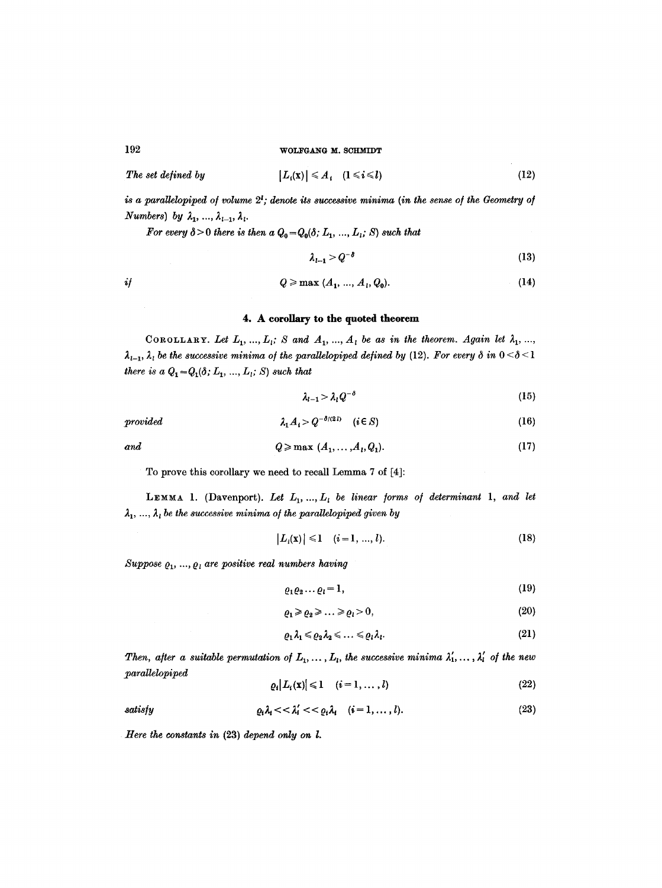*The set defined by*

$$|L_i(\mathbf{x})| \leqslant A_i \quad (1 \leqslant i \leqslant l) \tag{12}$$

*is a parallelopiped of volume $2^l$; denote its successive minima (in the sense of the Geometry of Numbers) by $\lambda_1, \ldots, \lambda_{l-1}, \lambda_l$.*

*For every $\delta > 0$ there is then a $Q_0 = Q_0(\delta; L_1, \ldots, L_l; S)$ such that*

$$\lambda_{l-1} > Q^{-\delta} \tag{13}$$

*if*

$$Q \geqslant \max(A_1, \ldots, A_l, Q_0). \tag{14}$$

## 4. A corollary to the quoted theorem

COROLLARY. *Let $L_1, \ldots, L_l$; $S$ and $A_1, \ldots, A_l$ be as in the theorem. Again let $\lambda_1, \ldots, \lambda_{l-1}, \lambda_l$ be the successive minima of the parallelopiped defined by (12). For every $\delta$ in $0 < \delta < 1$ there is a $Q_1 = Q_1(\delta; L_1, \ldots, L_l; S)$ such that*

$$\lambda_{l-1} > \lambda_l Q^{-\delta} \tag{15}$$

*provided*

$$\lambda_1 A_i > Q^{-\delta/(2l)} \quad (i \in S) \tag{16}$$

*and*

$$Q \geqslant \max(A_1, \ldots, A_l, Q_1). \tag{17}$$

To prove this corollary we need to recall Lemma 7 of [4]:

LEMMA 1. (Davenport). *Let $L_1, \ldots, L_l$ be linear forms of determinant 1, and let $\lambda_1, \ldots, \lambda_l$ be the successive minima of the parallelopiped given by*

$$|L_i(\mathbf{x})| \leqslant 1 \quad (i = 1, \ldots, l). \tag{18}$$

*Suppose $\varrho_1, \ldots, \varrho_l$ are positive real numbers having*

$$\varrho_1 \varrho_2 \cdots \varrho_l = 1, \tag{19}$$

$$\varrho_1 \geqslant \varrho_2 \geqslant \ldots \geqslant \varrho_l > 0, \tag{20}$$

$$\varrho_1 \lambda_1 \leqslant \varrho_2 \lambda_2 \leqslant \ldots \leqslant \varrho_l \lambda_l. \tag{21}$$

*Then, after a suitable permutation of $L_1, \ldots, L_l$, the successive minima $\lambda_1', \ldots, \lambda_l'$ of the new parallelopiped*

$$\varrho_i |L_i(\mathbf{x})| \leqslant 1 \quad (i = 1, \ldots, l) \tag{22}$$

*satisfy*

$$\varrho_i \lambda_i << \lambda_i' << \varrho_i \lambda_i \quad (i = 1, \ldots, l). \tag{23}$$

*Here the constants in (23) depend only on $l$.*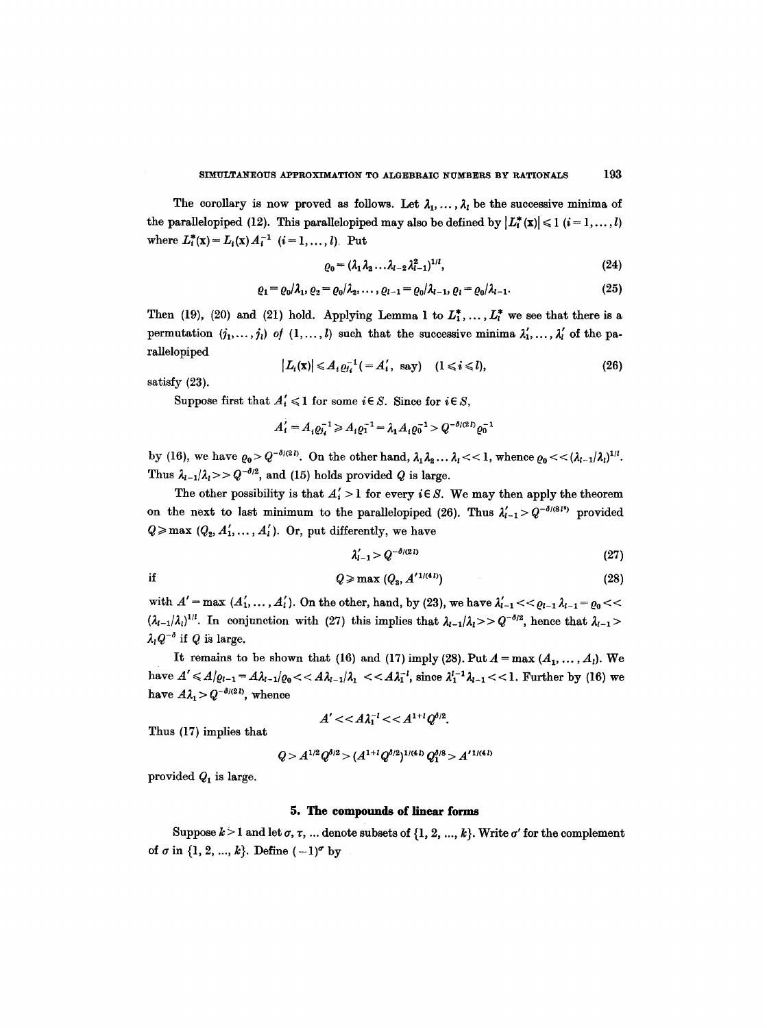The corollary is now proved as follows. Let $\lambda_1, \ldots, \lambda_l$ be the successive minima of the parallelopiped (12). This parallelopiped may also be defined by $|L_i^*(\mathbf{x})| \leqslant 1$ $(i=1, \ldots, l)$ where $L_i^*(\mathbf{x}) = L_i(\mathbf{x}) A_i^{-1}$ $(i=1, \ldots, l)$. Put

$$\varrho_0 = (\lambda_1 \lambda_2 \ldots \lambda_{l-2} \lambda_{l-1}^2)^{1/l}, \tag{24}$$

$$\varrho_1 = \varrho_0/\lambda_1, \varrho_2 = \varrho_0/\lambda_2, \ldots, \varrho_{l-1} = \varrho_0/\lambda_{l-1}, \varrho_l = \varrho_0/\lambda_{l-1}. \tag{25}$$

Then (19), (20) and (21) hold. Applying Lemma 1 to $L_1^*, \ldots, L_l^*$ we see that there is a permutation $(j_1, \ldots, j_l)$ *of* $(1, \ldots, l)$ such that the successive minima $\lambda_1', \ldots, \lambda_l'$ of the parallelopiped

$$|L_i(\mathbf{x})| \leqslant A_i \varrho_{j_i}^{-1} (= A_i', \text{ say}) \quad (1 \leqslant i \leqslant l), \tag{26}$$

satisfy (23).

Suppose first that $A_i' \leqslant 1$ for some $i \in S$. Since for $i \in S$,

$$A_i' = A_i \varrho_{j_i}^{-1} \geqslant A_i \varrho_1^{-1} = \lambda_1 A_i \varrho_0^{-1} > Q^{-\delta/(2l)} \varrho_0^{-1}$$

by (16), we have $\varrho_0 > Q^{-\delta/(2l)}$. On the other hand, $\lambda_1 \lambda_2 \ldots \lambda_l << 1$, whence $\varrho_0 << (\lambda_{l-1}/\lambda_l)^{1/l}$. Thus $\lambda_{l-1}/\lambda_l >> Q^{-\delta/2}$, and (15) holds provided $Q$ is large.

The other possibility is that $A_i' > 1$ for every $i \in S$. We may then apply the theorem on the next to last minimum to the parallelopiped (26). Thus $\lambda_{l-1}' > Q^{-\delta/(8l^2)}$ provided $Q \geqslant \max(Q_2, A_1', \ldots, A_l')$. Or, put differently, we have

$$\lambda_{l-1}' > Q^{-\delta/(2l)} \tag{27}$$

if

$$Q \geqslant \max(Q_3, A'^{1/(4l)}) \tag{28}$$

with $A' = \max(A_1', \ldots, A_l')$. On the other, hand, by (23), we have $\lambda_{l-1}' << \varrho_{l-1} \lambda_{l-1} = \varrho_0 << (\lambda_{l-1}/\lambda_l)^{1/l}$. In conjunction with (27) this implies that $\lambda_{l-1}/\lambda_l >> Q^{-\delta/2}$, hence that $\lambda_{l-1} > \lambda_l Q^{-\delta}$ if $Q$ is large.

It remains to be shown that (16) and (17) imply (28). Put $A = \max(A_1, \ldots, A_l)$. We have $A' \leqslant A/\varrho_{l-1} = A\lambda_{l-1}/\varrho_0 << A\lambda_{l-1}/\lambda_1 << A\lambda_1^{-l}$, since $\lambda_1^{l-1}\lambda_{l-1} << 1$. Further by (16) we have $A\lambda_1 > Q^{-\delta/(2l)}$, whence

$$A' << A\lambda_1^{-l} << A^{1+l} Q^{\delta/2}.$$

Thus (17) implies that

$$Q > A^{1/2} Q^{\delta/2} > (A^{1+l} Q^{\delta/2})^{1/(4l)} Q_1^{\delta/8} > A'^{1/(4l)}$$

provided $Q_1$ is large.

## 5. The compounds of linear forms

Suppose $k > 1$ and let $\sigma, \tau, \ldots$ denote subsets of $\{1, 2, \ldots, k\}$. Write $\sigma'$ for the complement of $\sigma$ in $\{1, 2, \ldots, k\}$. Define $(-1)^\sigma$ by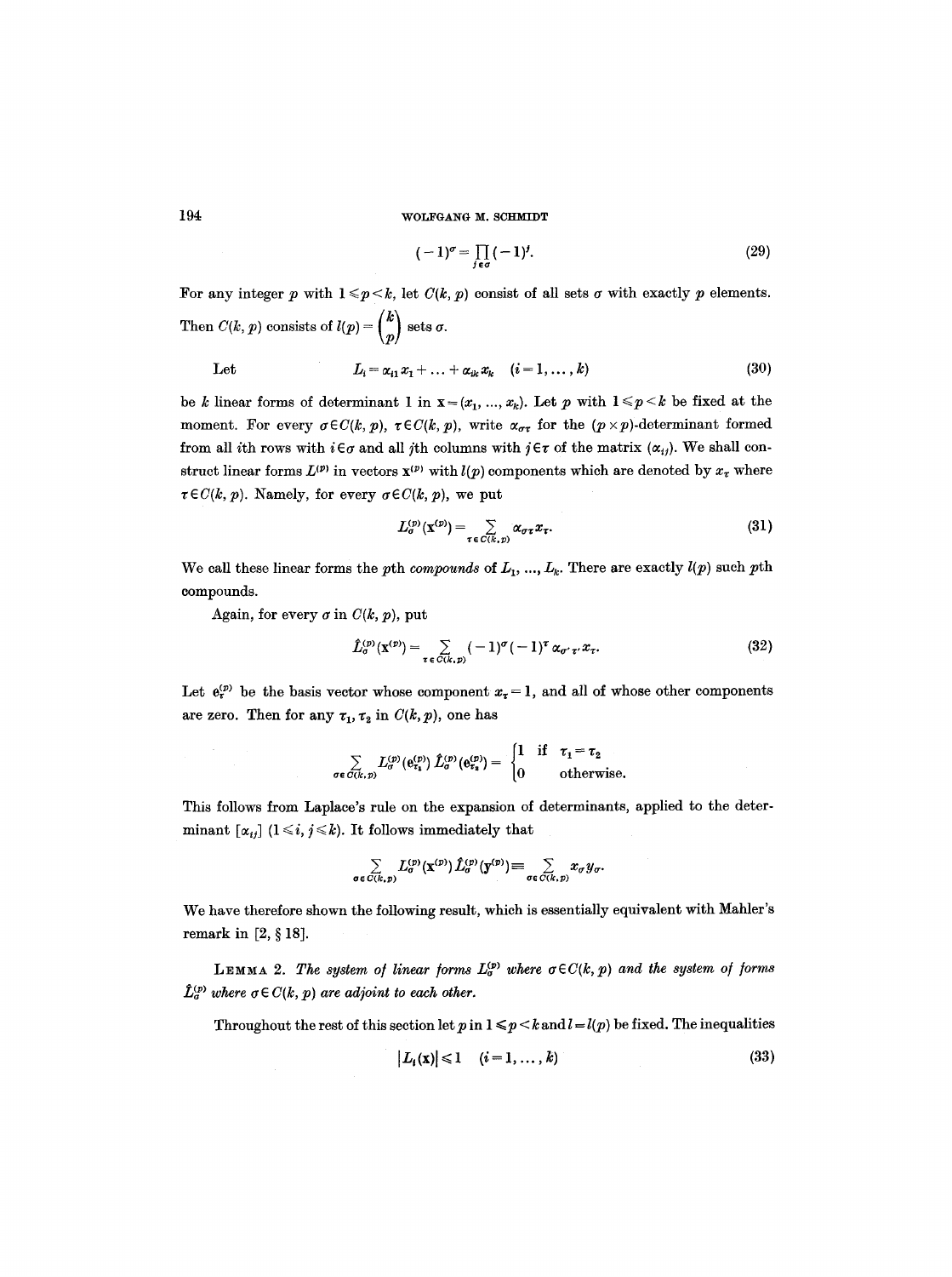$$(-1)^\sigma = \prod_{j \in \sigma} (-1)^j. \tag{29}$$

For any integer $p$ with $1 \leqslant p < k$, let $C(k, p)$ consist of all sets $\sigma$ with exactly $p$ elements. Then $C(k, p)$ consists of $l(p) = \binom{k}{p}$ sets $\sigma$.

Let
$$L_i = \alpha_{i1} x_1 + \ldots + \alpha_{ik} x_k \quad (i = 1, \ldots, k) \tag{30}$$
be $k$ linear forms of determinant 1 in $\mathbf{x} = (x_1, \ldots, x_k)$. Let $p$ with $1 \leqslant p < k$ be fixed at the moment. For every $\sigma \in C(k, p)$, $\tau \in C(k, p)$, write $\alpha_{\sigma\tau}$ for the $(p \times p)$-determinant formed from all $i$th rows with $i \in \sigma$ and all $j$th columns with $j \in \tau$ of the matrix $(\alpha_{ij})$. We shall construct linear forms $L^{(p)}$ in vectors $\mathbf{x}^{(p)}$ with $l(p)$ components which are denoted by $x_\tau$ where $\tau \in C(k, p)$. Namely, for every $\sigma \in C(k, p)$, we put

$$L_\sigma^{(p)}(\mathbf{x}^{(p)}) = \sum_{\tau \in C(k,p)} \alpha_{\sigma\tau} x_\tau. \tag{31}$$

We call these linear forms the $p$th *compounds* of $L_1, \ldots, L_k$. There are exactly $l(p)$ such $p$th compounds.

Again, for every $\sigma$ in $C(k, p)$, put

$$\hat{L}_\sigma^{(p)}(\mathbf{x}^{(p)}) = \sum_{\tau \in C(k,p)} (-1)^\sigma (-1)^\tau \alpha_{\sigma'\tau'} x_\tau. \tag{32}$$

Let $\mathbf{e}_\tau^{(p)}$ be the basis vector whose component $x_\tau = 1$, and all of whose other components are zero. Then for any $\tau_1, \tau_2$ in $C(k, p)$, one has

$$\sum_{\sigma \in C(k,p)} L_\sigma^{(p)}(\mathbf{e}_{\tau_1}^{(p)}) \hat{L}_\sigma^{(p)}(\mathbf{e}_{\tau_2}^{(p)}) = \begin{cases} 1 & \text{if } \tau_1 = \tau_2 \\ 0 & \text{otherwise.} \end{cases}$$

This follows from Laplace's rule on the expansion of determinants, applied to the determinant $[\alpha_{ij}]$ $(1 \leqslant i, j \leqslant k)$. It follows immediately that

$$\sum_{\sigma \in C(k,p)} L_\sigma^{(p)}(\mathbf{x}^{(p)}) \hat{L}_\sigma^{(p)}(\mathbf{y}^{(p)}) \equiv \sum_{\sigma \in C(k,p)} x_\sigma y_\sigma.$$

We have therefore shown the following result, which is essentially equivalent with Mahler's remark in [2, § 18].

LEMMA 2. *The system of linear forms $L_\sigma^{(p)}$ where $\sigma \in C(k, p)$ and the system of forms $\hat{L}_\sigma^{(p)}$ where $\sigma \in C(k, p)$ are adjoint to each other.*

Throughout the rest of this section let $p$ in $1 \leqslant p < k$ and $l = l(p)$ be fixed. The inequalities

$$|L_i(\mathbf{x})| \leqslant 1 \quad (i = 1, \ldots, k) \tag{33}$$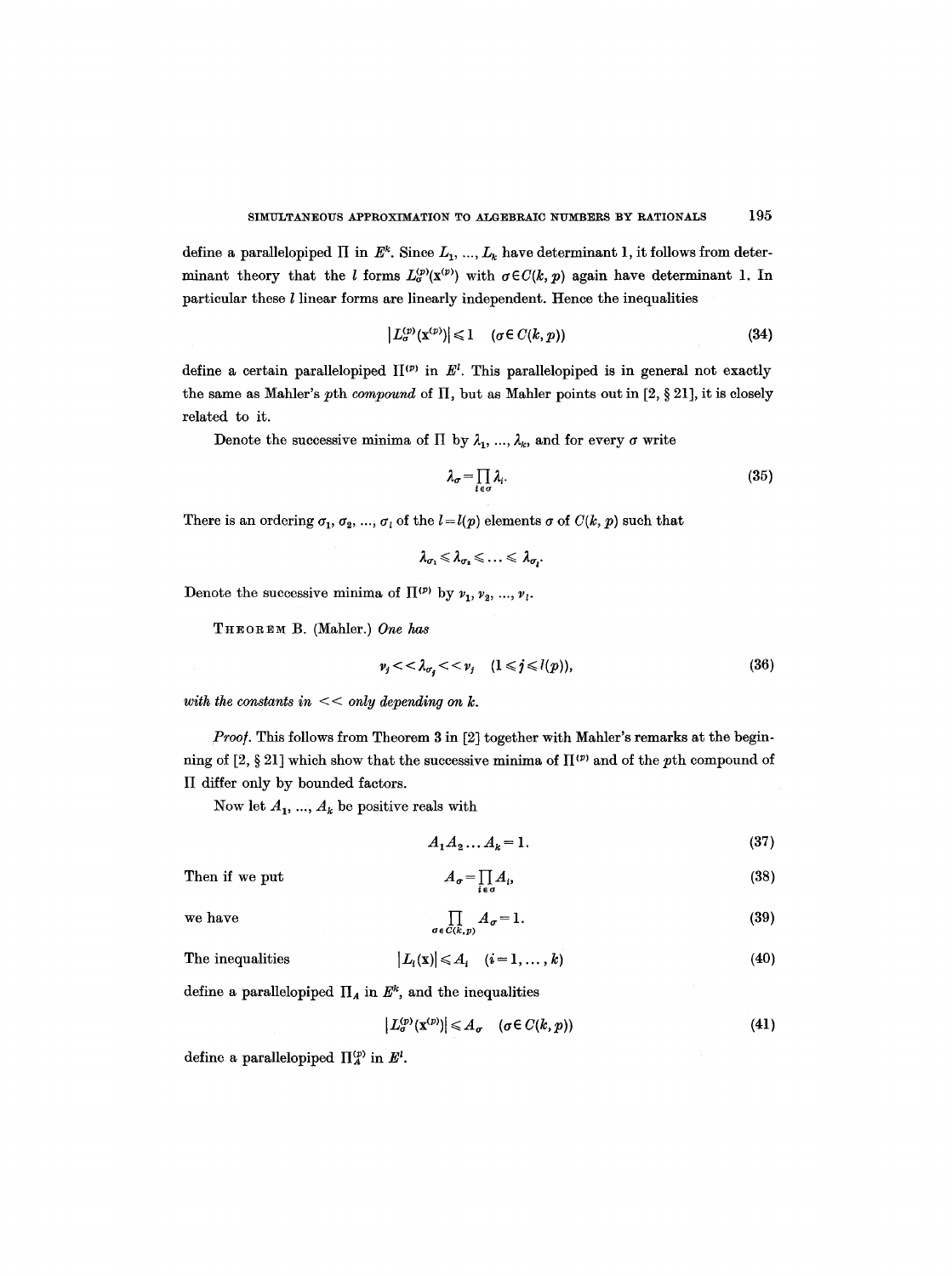define a parallelopiped $\Pi$ in $E^k$. Since $L_1, \ldots, L_k$ have determinant 1, it follows from determinant theory that the $l$ forms $L_\sigma^{(p)}(\mathbf{x}^{(p)})$ with $\sigma \in C(k, p)$ again have determinant 1. In particular these $l$ linear forms are linearly independent. Hence the inequalities

$$|L_\sigma^{(p)}(\mathbf{x}^{(p)})| \leqslant 1 \quad (\sigma \in C(k, p)) \tag{34}$$

define a certain parallelopiped $\Pi^{(p)}$ in $E^l$. This parallelopiped is in general not exactly the same as Mahler's $p$th *compound* of $\Pi$, but as Mahler points out in [2, § 21], it is closely related to it.

Denote the successive minima of $\Pi$ by $\lambda_1, \ldots, \lambda_k$, and for every $\sigma$ write

$$\lambda_\sigma = \prod_{i \in \sigma} \lambda_i. \tag{35}$$

There is an ordering $\sigma_1, \sigma_2, \ldots, \sigma_l$ of the $l = l(p)$ elements $\sigma$ of $C(k, p)$ such that

$$\lambda_{\sigma_1} \leqslant \lambda_{\sigma_2} \leqslant \ldots \leqslant \lambda_{\sigma_l}.$$

Denote the successive minima of $\Pi^{(p)}$ by $\nu_1, \nu_2, \ldots, \nu_l$.

THEOREM B. (Mahler.) *One has*

$$\nu_j << \lambda_{\sigma_j} << \nu_j \quad (1 \leqslant j \leqslant l(p)), \tag{36}$$

*with the constants in* $<<$ *only depending on* $k$.

*Proof.* This follows from Theorem 3 in [2] together with Mahler's remarks at the beginning of [2, § 21] which show that the successive minima of $\Pi^{(p)}$ and of the $p$th compound of $\Pi$ differ only by bounded factors.

Now let $A_1, \ldots, A_k$ be positive reals with

$$A_1 A_2 \ldots A_k = 1. \tag{37}$$

Then if we put

$$A_\sigma = \prod_{i \in \sigma} A_i, \tag{38}$$

we have

$$\prod_{\sigma \in C(k,p)} A_\sigma = 1. \tag{39}$$

The inequalities

$$|L_i(\mathbf{x})| \leqslant A_i \quad (i = 1, \ldots, k) \tag{40}$$

define a parallelopiped $\Pi_A$ in $E^k$, and the inequalities

$$|L_\sigma^{(p)}(\mathbf{x}^{(p)})| \leqslant A_\sigma \quad (\sigma \in C(k, p)) \tag{41}$$

define a parallelopiped $\Pi_A^{(p)}$ in $E^l$.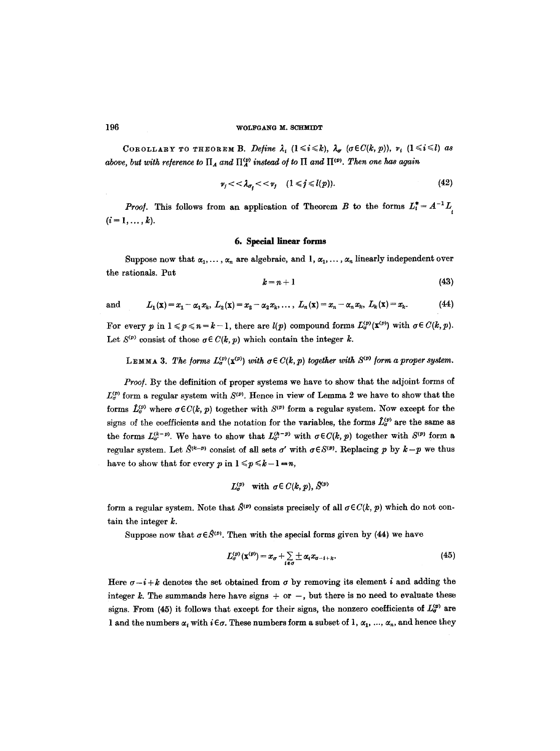**Corollary to Theorem B.** *Define $\lambda_i$ $(1 \leqslant i \leqslant k)$, $\lambda_\sigma$ $(\sigma \in C(k, p))$, $\nu_i$ $(1 \leqslant i \leqslant l)$ as above, but with reference to $\Pi_A$ and $\Pi_A^{(p)}$ instead of to $\Pi$ and $\Pi^{(p)}$. Then one has again*

$$\nu_j << \lambda_{\sigma_j} << \nu_j \quad (1 \leqslant j \leqslant l(p)). \tag{42}$$

*Proof.* This follows from an application of Theorem $B$ to the forms $L_i^* = A^{-1} L_i$ $(i = 1, \ldots, k)$.

## 6. Special linear forms

Suppose now that $\alpha_1, \ldots, \alpha_n$ are algebraic, and $1, \alpha_1, \ldots, \alpha_n$ linearly independent over the rationals. Put

$$k = n + 1 \tag{43}$$

and

$$L_1(\mathbf{x}) = x_1 - \alpha_1 x_k,\ L_2(\mathbf{x}) = x_2 - \alpha_2 x_k, \ldots,\ L_n(\mathbf{x}) = x_n - \alpha_n x_k,\ L_k(\mathbf{x}) = x_k. \tag{44}$$

For every $p$ in $1 \leqslant p \leqslant n = k-1$, there are $l(p)$ compound forms $L_\sigma^{(p)}(\mathbf{x}^{(p)})$ with $\sigma \in C(k, p)$. Let $S^{(p)}$ consist of those $\sigma \in C(k, p)$ which contain the integer $k$.

**Lemma 3.** *The forms $L_\sigma^{(p)}(\mathbf{x}^{(p)})$ with $\sigma \in C(k, p)$ together with $S^{(p)}$ form a proper system.*

*Proof.* By the definition of proper systems we have to show that the adjoint forms of $L_\sigma^{(p)}$ form a regular system with $S^{(p)}$. Hence in view of Lemma 2 we have to show that the forms $\hat{L}_\sigma^{(p)}$ where $\sigma \in C(k, p)$ together with $S^{(p)}$ form a regular system. Now except for the signs of the coefficients and the notation for the variables, the forms $\hat{L}_\sigma^{(p)}$ are the same as the forms $L_{\sigma'}^{(k-p)}$. We have to show that $L_{\sigma'}^{(k-p)}$ with $\sigma \in C(k, p)$ together with $S^{(p)}$ form a regular system. Let $\hat{S}^{(k-p)}$ consist of all sets $\sigma'$ with $\sigma \in S^{(p)}$. Replacing $p$ by $k-p$ we thus have to show that for every $p$ in $1 \leqslant p \leqslant k-1 = n$,

$$L_\sigma^{(p)} \quad \text{with } \sigma \in C(k, p),\ \hat{S}^{(p)}$$

form a regular system. Note that $\hat{S}^{(p)}$ consists precisely of all $\sigma \in C(k, p)$ which do not contain the integer $k$.

Suppose now that $\sigma \in \hat{S}^{(p)}$. Then with the special forms given by (44) we have

$$L_\sigma^{(p)}(\mathbf{x}^{(p)}) = x_\sigma + \sum_{i \in \sigma} \pm \alpha_i x_{\sigma - i + k}. \tag{45}$$

Here $\sigma - i + k$ denotes the set obtained from $\sigma$ by removing its element $i$ and adding the integer $k$. The summands here have signs $+$ or $-$, but there is no need to evaluate these signs. From (45) it follows that except for their signs, the nonzero coefficients of $L_\sigma^{(p)}$ are 1 and the numbers $\alpha_i$ with $i \in \sigma$. These numbers form a subset of $1, \alpha_1, \ldots, \alpha_n$, and hence they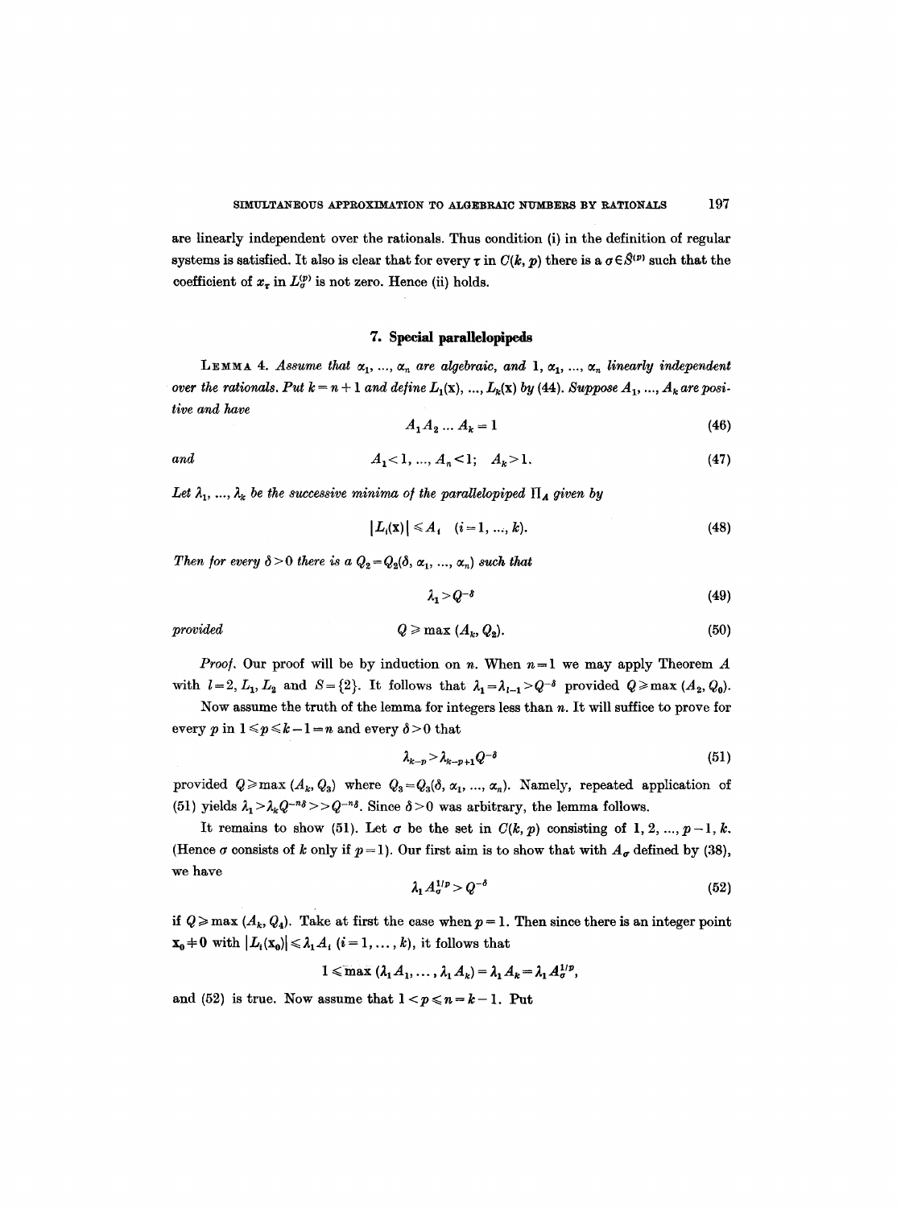are linearly independent over the rationals. Thus condition (i) in the definition of regular systems is satisfied. It also is clear that for every $\tau$ in $C(k, p)$ there is a $\sigma \in \hat{S}^{(p)}$ such that the coefficient of $x_\tau$ in $L_\sigma^{(p)}$ is not zero. Hence (ii) holds.

## 7. Special parallelopipeds

**Lemma 4.** *Assume that $\alpha_1, \ldots, \alpha_n$ are algebraic, and $1, \alpha_1, \ldots, \alpha_n$ linearly independent over the rationals. Put $k = n+1$ and define $L_1(\mathbf{x}), \ldots, L_k(\mathbf{x})$ by (44). Suppose $A_1, \ldots, A_k$ are positive and have*

$$A_1 A_2 \ldots A_k = 1 \tag{46}$$

*and*

$$A_1 < 1, \ldots, A_n < 1; \quad A_k > 1. \tag{47}$$

*Let $\lambda_1, \ldots, \lambda_k$ be the successive minima of the parallelopiped $\Pi_A$ given by*

$$|L_i(\mathbf{x})| \leqslant A_i \quad (i = 1, \ldots, k). \tag{48}$$

*Then for every $\delta > 0$ there is a $Q_2 = Q_2(\delta, \alpha_1, \ldots, \alpha_n)$ such that*

$$\lambda_1 > Q^{-\delta} \tag{49}$$

*provided*

$$Q \geqslant \max (A_k, Q_2). \tag{50}$$

*Proof.* Our proof will be by induction on $n$. When $n = 1$ we may apply Theorem $A$ with $l = 2, L_1, L_2$ and $S = \{2\}$. It follows that $\lambda_1 = \lambda_{l-1} > Q^{-\delta}$ provided $Q \geqslant \max (A_2, Q_0)$.

Now assume the truth of the lemma for integers less than $n$. It will suffice to prove for every $p$ in $1 \leqslant p \leqslant k-1 = n$ and every $\delta > 0$ that

$$\lambda_{k-p} > \lambda_{k-p+1} Q^{-\delta} \tag{51}$$

provided $Q \geqslant \max (A_k, Q_3)$ where $Q_3 = Q_3(\delta, \alpha_1, \ldots, \alpha_n)$. Namely, repeated application of (51) yields $\lambda_1 > \lambda_k Q^{-n\delta} >> Q^{-n\delta}$. Since $\delta > 0$ was arbitrary, the lemma follows.

It remains to show (51). Let $\sigma$ be the set in $C(k, p)$ consisting of $1, 2, \ldots, p-1, k$. (Hence $\sigma$ consists of $k$ only if $p = 1$). Our first aim is to show that with $A_\sigma$ defined by (38), we have

$$\lambda_1 A_\sigma^{1/p} > Q^{-\delta} \tag{52}$$

if $Q \geqslant \max (A_k, Q_4)$. Take at first the case when $p = 1$. Then since there is an integer point $\mathbf{x}_0 \neq \mathbf{0}$ with $|L_i(\mathbf{x}_0)| \leqslant \lambda_1 A_i$ $(i = 1, \ldots, k)$, it follows that

$$1 \leqslant \max (\lambda_1 A_1, \ldots, \lambda_1 A_k) = \lambda_1 A_k = \lambda_1 A_\sigma^{1/p},$$

and (52) is true. Now assume that $1 < p \leqslant n = k-1$. Put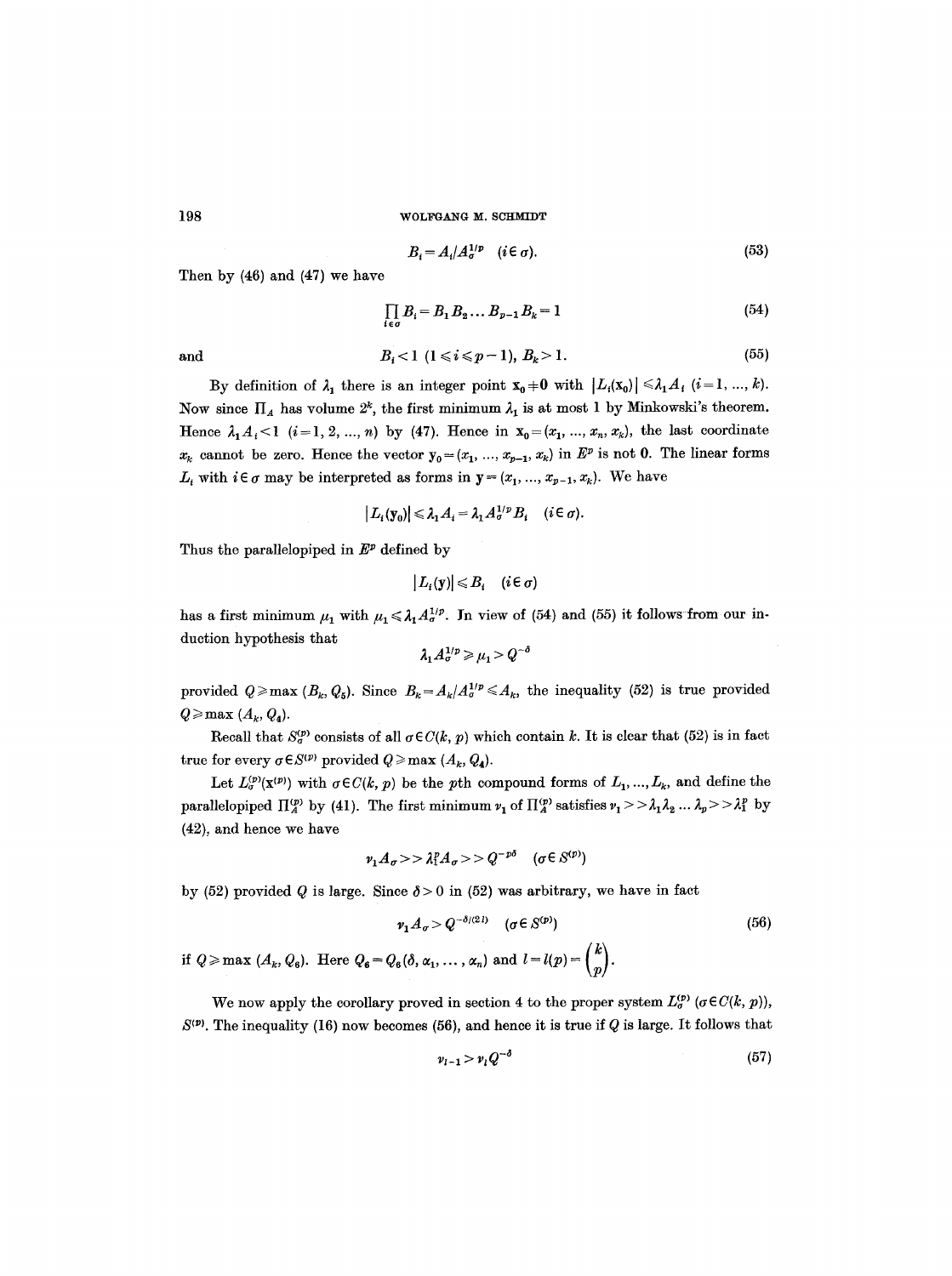$$B_i = A_i / A_\sigma^{1/p} \quad (i \in \sigma). \tag{53}$$

Then by (46) and (47) we have

$$\prod_{i \in \sigma} B_i = B_1 B_2 \ldots B_{p-1} B_k = 1 \tag{54}$$

and

$$B_i < 1 \ (1 \leqslant i \leqslant p-1), \ B_k > 1. \tag{55}$$

By definition of $\lambda_1$ there is an integer point $\mathbf{x}_0 \neq \mathbf{0}$ with $|L_i(\mathbf{x}_0)| \leqslant \lambda_1 A_i$ $(i = 1, \ldots, k)$. Now since $\Pi_A$ has volume $2^k$, the first minimum $\lambda_1$ is at most 1 by Minkowski's theorem. Hence $\lambda_1 A_i < 1$ $(i = 1, 2, \ldots, n)$ by (47). Hence in $\mathbf{x}_0 = (x_1, \ldots, x_n, x_k)$, the last coordinate $x_k$ cannot be zero. Hence the vector $\mathbf{y}_0 = (x_1, \ldots, x_{p-1}, x_k)$ in $E^p$ is not $\mathbf{0}$. The linear forms $L_i$ with $i \in \sigma$ may be interpreted as forms in $\mathbf{y} = (x_1, \ldots, x_{p-1}, x_k)$. We have

$$|L_i(\mathbf{y}_0)| \leqslant \lambda_1 A_i = \lambda_1 A_\sigma^{1/p} B_i \quad (i \in \sigma).$$

Thus the parallelopiped in $E^p$ defined by

$$|L_i(\mathbf{y})| \leqslant B_i \quad (i \in \sigma)$$

has a first minimum $\mu_1$ with $\mu_1 \leqslant \lambda_1 A_\sigma^{1/p}$. In view of (54) and (55) it follows from our induction hypothesis that

$$\lambda_1 A_\sigma^{1/p} \geqslant \mu_1 > Q^{-\delta}$$

provided $Q \geqslant \max(B_k, Q_5)$. Since $B_k = A_k / A_\sigma^{1/p} \leqslant A_k$, the inequality (52) is true provided $Q \geqslant \max(A_k, Q_4)$.

Recall that $S_\sigma^{(p)}$ consists of all $\sigma \in C(k, p)$ which contain $k$. It is clear that (52) is in fact true for every $\sigma \in S^{(p)}$ provided $Q \geqslant \max(A_k, Q_4)$.

Let $L_\sigma^{(p)}(\mathbf{x}^{(p)})$ with $\sigma \in C(k, p)$ be the $p$th compound forms of $L_1, \ldots, L_k$, and define the parallelopiped $\Pi_A^{(p)}$ by (41). The first minimum $\nu_1$ of $\Pi_A^{(p)}$ satisfies $\nu_1 >> \lambda_1 \lambda_2 \ldots \lambda_p >> \lambda_1^p$ by (42), and hence we have

$$\nu_1 A_\sigma >> \lambda_1^p A_\sigma >> Q^{-p\delta} \quad (\sigma \in S^{(p)})$$

by (52) provided $Q$ is large. Since $\delta > 0$ in (52) was arbitrary, we have in fact

$$\nu_1 A_\sigma > Q^{-\delta/(2l)} \quad (\sigma \in S^{(p)}) \tag{56}$$

if $Q \geqslant \max(A_k, Q_6)$. Here $Q_6 = Q_6(\delta, \alpha_1, \ldots, \alpha_n)$ and $l = l(p) = \binom{k}{p}$.

We now apply the corollary proved in section 4 to the proper system $L_\sigma^{(p)}$ $(\sigma \in C(k, p))$, $S^{(p)}$. The inequality (16) now becomes (56), and hence it is true if $Q$ is large. It follows that

$$\nu_{l-1} > \nu_l Q^{-\delta} \tag{57}$$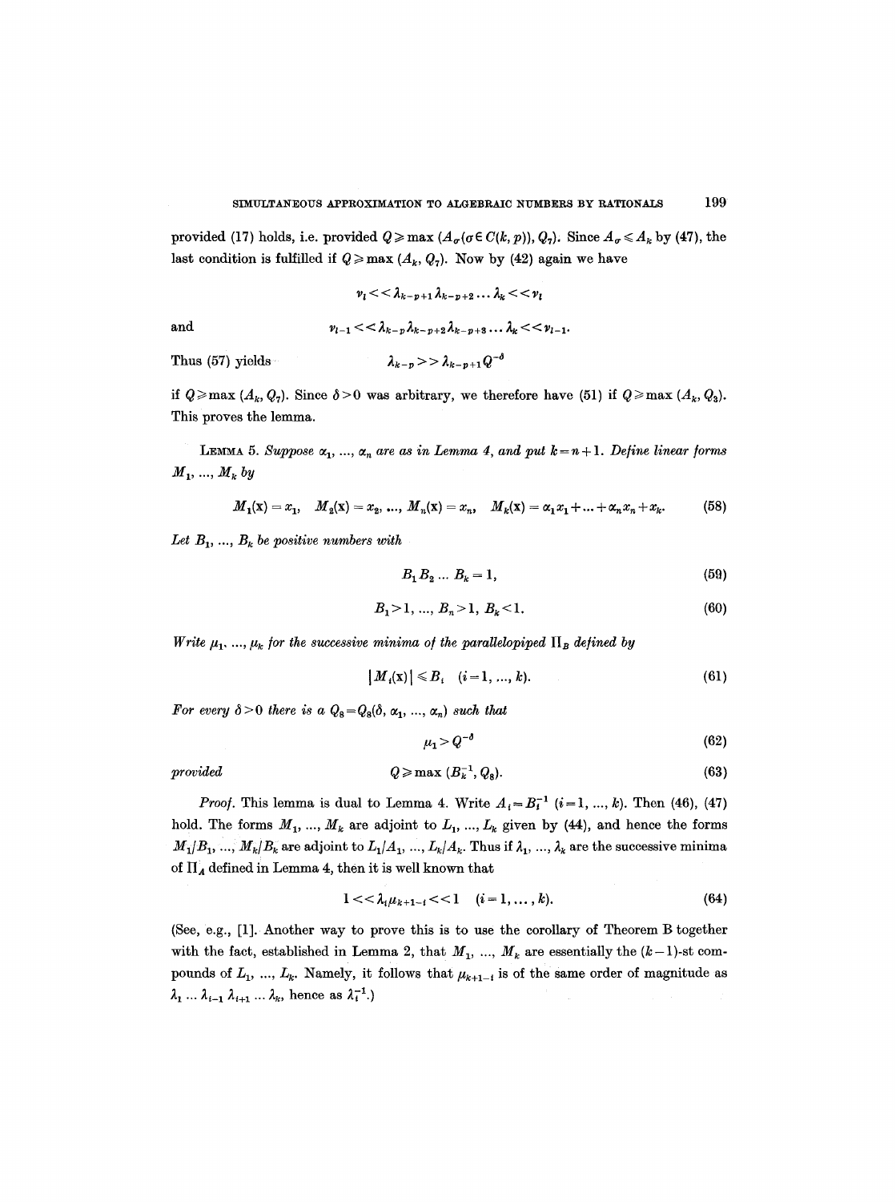provided (17) holds, i.e. provided $Q \geqslant \max(A_\sigma(\sigma \in C(k,p)), Q_7)$. Since $A_\sigma \leqslant A_k$ by (47), the last condition is fulfilled if $Q \geqslant \max(A_k, Q_7)$. Now by (42) again we have

$$\nu_l << \lambda_{k-p+1}\lambda_{k-p+2}\ldots\lambda_k << \nu_l$$

and

$$\nu_{l-1} << \lambda_{k-p}\lambda_{k-p+2}\lambda_{k-p+3}\ldots\lambda_k << \nu_{l-1}.$$

Thus (57) yields

$$\lambda_{k-p} >> \lambda_{k-p+1} Q^{-\delta}$$

if $Q \geqslant \max(A_k, Q_7)$. Since $\delta > 0$ was arbitrary, we therefore have (51) if $Q \geqslant \max(A_k, Q_3)$. This proves the lemma.

LEMMA 5. *Suppose $\alpha_1, \ldots, \alpha_n$ are as in Lemma 4, and put $k = n+1$. Define linear forms $M_1, \ldots, M_k$ by*

$$M_1(\mathbf{x}) = x_1, \quad M_2(\mathbf{x}) = x_2, \ldots, M_n(\mathbf{x}) = x_n, \quad M_k(\mathbf{x}) = \alpha_1 x_1 + \ldots + \alpha_n x_n + x_k. \tag{58}$$

*Let $B_1, \ldots, B_k$ be positive numbers with*

$$B_1 B_2 \ldots B_k = 1, \tag{59}$$

$$B_1 > 1, \ldots, B_n > 1, \; B_k < 1. \tag{60}$$

*Write $\mu_1, \ldots, \mu_k$ for the successive minima of the parallelopiped $\Pi_B$ defined by*

$$|M_i(\mathbf{x})| \leqslant B_i \quad (i = 1, \ldots, k). \tag{61}$$

*For every $\delta > 0$ there is a $Q_8 = Q_8(\delta, \alpha_1, \ldots, \alpha_n)$ such that*

$$\mu_1 > Q^{-\delta} \tag{62}$$

*provided*

$$Q \geqslant \max(B_k^{-1}, Q_8). \tag{63}$$

*Proof.* This lemma is dual to Lemma 4. Write $A_i = B_i^{-1}$ $(i = 1, \ldots, k)$. Then (46), (47) hold. The forms $M_1, \ldots, M_k$ are adjoint to $L_1, \ldots, L_k$ given by (44), and hence the forms $M_1/B_1, \ldots, M_k/B_k$ are adjoint to $L_1/A_1, \ldots, L_k/A_k$. Thus if $\lambda_1, \ldots, \lambda_k$ are the successive minima of $\Pi_A$ defined in Lemma 4, then it is well known that

$$1 << \lambda_i \mu_{k+1-i} << 1 \quad (i = 1, \ldots, k). \tag{64}$$

(See, e.g., [1]. Another way to prove this is to use the corollary of Theorem B together with the fact, established in Lemma 2, that $M_1, \ldots, M_k$ are essentially the $(k-1)$-st compounds of $L_1, \ldots, L_k$. Namely, it follows that $\mu_{k+1-i}$ is of the same order of magnitude as $\lambda_1 \ldots \lambda_{i-1}\lambda_{i+1}\ldots\lambda_k$, hence as $\lambda_i^{-1}$.)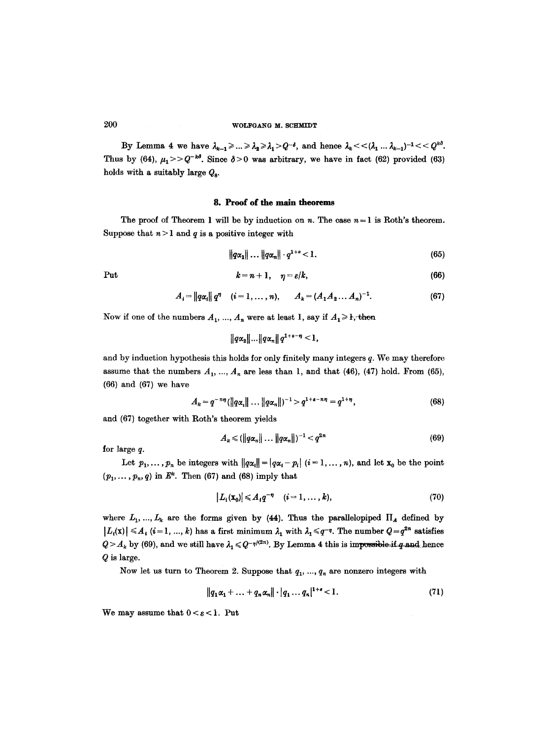By Lemma 4 we have $\lambda_{k-1} \geqslant \ldots \geqslant \lambda_2 \geqslant \lambda_1 > Q^{-\delta}$, and hence $\lambda_k << (\lambda_1 \ldots \lambda_{k-1})^{-1} << Q^{k\delta}$. Thus by (64), $\mu_1 >> Q^{-k\delta}$. Since $\delta > 0$ was arbitrary, we have in fact (62) provided (63) holds with a suitably large $Q_8$.

## 8. Proof of the main theorems

The proof of Theorem 1 will be by induction on $n$. The case $n=1$ is Roth's theorem. Suppose that $n>1$ and $q$ is a positive integer with

$$\|q\alpha_1\| \ldots \|q\alpha_n\| \cdot q^{1+\varepsilon} < 1. \tag{65}$$

Put

$$k = n+1, \quad \eta = \varepsilon / k, \tag{66}$$

$$A_i = \|q\alpha_i\| \, q^{\eta} \quad (i = 1, \ldots, n), \qquad A_k = (A_1 A_2 \ldots A_n)^{-1}. \tag{67}$$

Now if one of the numbers $A_1, \ldots, A_n$ were at least 1, say if $A_1 \geqslant 1$, then

$$\|q\alpha_2\| \ldots \|q\alpha_n\| \, q^{1+\varepsilon-\eta} < 1,$$

and by induction hypothesis this holds for only finitely many integers $q$. We may therefore assume that the numbers $A_1, \ldots, A_n$ are less than 1, and that (46), (47) hold. From (65), (66) and (67) we have

$$A_k = q^{-n\eta} (\|q\alpha_1\| \ldots \|q\alpha_n\|)^{-1} > q^{1+\varepsilon-n\eta} = q^{1+\eta}, \tag{68}$$

and (67) together with Roth's theorem yields

$$A_k \leqslant (\|q\alpha_n\| \ldots \|q\alpha_n\|)^{-1} < q^{2n} \tag{69}$$

for large $q$.

Let $p_1, \ldots, p_n$ be integers with $\|q\alpha_i\| = |q\alpha_i - p_i|$ $(i = 1, \ldots, n)$, and let $\mathbf{x}_0$ be the point $(p_1, \ldots, p_n, q)$ in $E^k$. Then (67) and (68) imply that

$$|L_i(\mathbf{x}_0)| \leqslant A_i q^{-\eta} \quad (i = 1, \ldots, k), \tag{70}$$

where $L_1, \ldots, L_k$ are the forms given by (44). Thus the parallelopiped $\Pi_A$ defined by $|L_i(\mathbf{x})| \leqslant A_i$ $(i = 1, \ldots, k)$ has a first minimum $\lambda_1$ with $\lambda_1 \leqslant q^{-\eta}$. The number $Q = q^{2n}$ satisfies $Q > A_k$ by (69), and we still have $\lambda_1 \leqslant Q^{-\eta/(2n)}$. By Lemma 4 this is impossible if $q$ and hence $Q$ is large.

Now let us turn to Theorem 2. Suppose that $q_1, \ldots, q_n$ are nonzero integers with

$$\|q_1\alpha_1 + \ldots + q_n\alpha_n\| \cdot |q_1 \ldots q_n|^{1+\varepsilon} < 1. \tag{71}$$

We may assume that $0 < \varepsilon < 1$. Put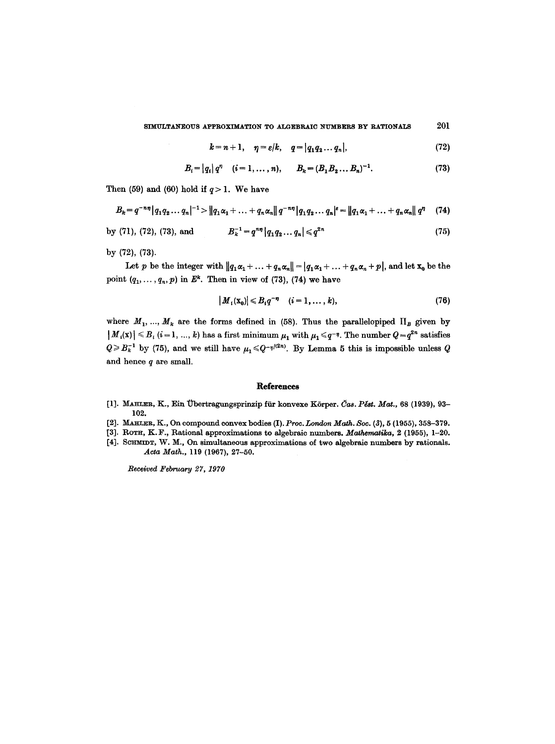$$k=n+1, \quad \eta=\varepsilon/k, \quad q=|q_1 q_2 \dots q_n|, \tag{72}$$

$$B_i=|q_i|\, q^{\eta} \quad (i=1,\dots,n), \qquad B_k=(B_1 B_2 \dots B_n)^{-1}. \tag{73}$$

Then (59) and (60) hold if $q>1$. We have

$$B_k=q^{-n\eta}|q_1 q_2 \dots q_n|^{-1} > \|q_1\alpha_1+\dots+q_n\alpha_n\|\, q^{-n\eta}|q_1 q_2 \dots q_n|^{\varepsilon} = \|q_1\alpha_1+\dots+q_n\alpha_n\|\, q^{\eta} \tag{74}$$

by (71), (72), (73), and

$$B_k^{-1}=q^{n\eta}|q_1 q_2 \dots q_n| \leqslant q^{2n} \tag{75}$$

by (72), (73).

Let $p$ be the integer with $\|q_1\alpha_1+\dots+q_n\alpha_n\|=|q_1\alpha_1+\dots+q_n\alpha_n+p|$, and let $\mathbf{x}_0$ be the point $(q_1,\dots,q_n,p)$ in $E^k$. Then in view of (73), (74) we have

$$|M_i(\mathbf{x}_0)| \leqslant B_i q^{-\eta} \quad (i=1,\dots,k), \tag{76}$$

where $M_1,\dots,M_k$ are the forms defined in (58). Thus the parallelopiped $\Pi_B$ given by $|M_i(\mathbf{x})| \leqslant B_i$ $(i=1,\dots,k)$ has a first minimum $\mu_1$ with $\mu_1 \leqslant q^{-\eta}$. The number $Q=q^{2n}$ satisfies $Q \geqslant B_k^{-1}$ by (75), and we still have $\mu_1 \leqslant Q^{-\eta/(2n)}$. By Lemma 5 this is impossible unless $Q$ and hence $q$ are small.

## References

[1]. Mahler, K., Ein Übertragungsprinzip für konvexe Körper. *Čas. Pěst. Mat.*, 68 (1939), 93–102.

[2]. Mahler, K., On compound convex bodies (I). *Proc. London Math. Soc.* (3), 5 (1955), 358–379.

[3]. Roth, K. F., Rational approximations to algebraic numbers. *Mathematika*, 2 (1955), 1–20.

[4]. Schmidt, W. M., On simultaneous approximations of two algebraic numbers by rationals. *Acta Math.*, 119 (1967), 27–50.

*Received February 27, 1970*